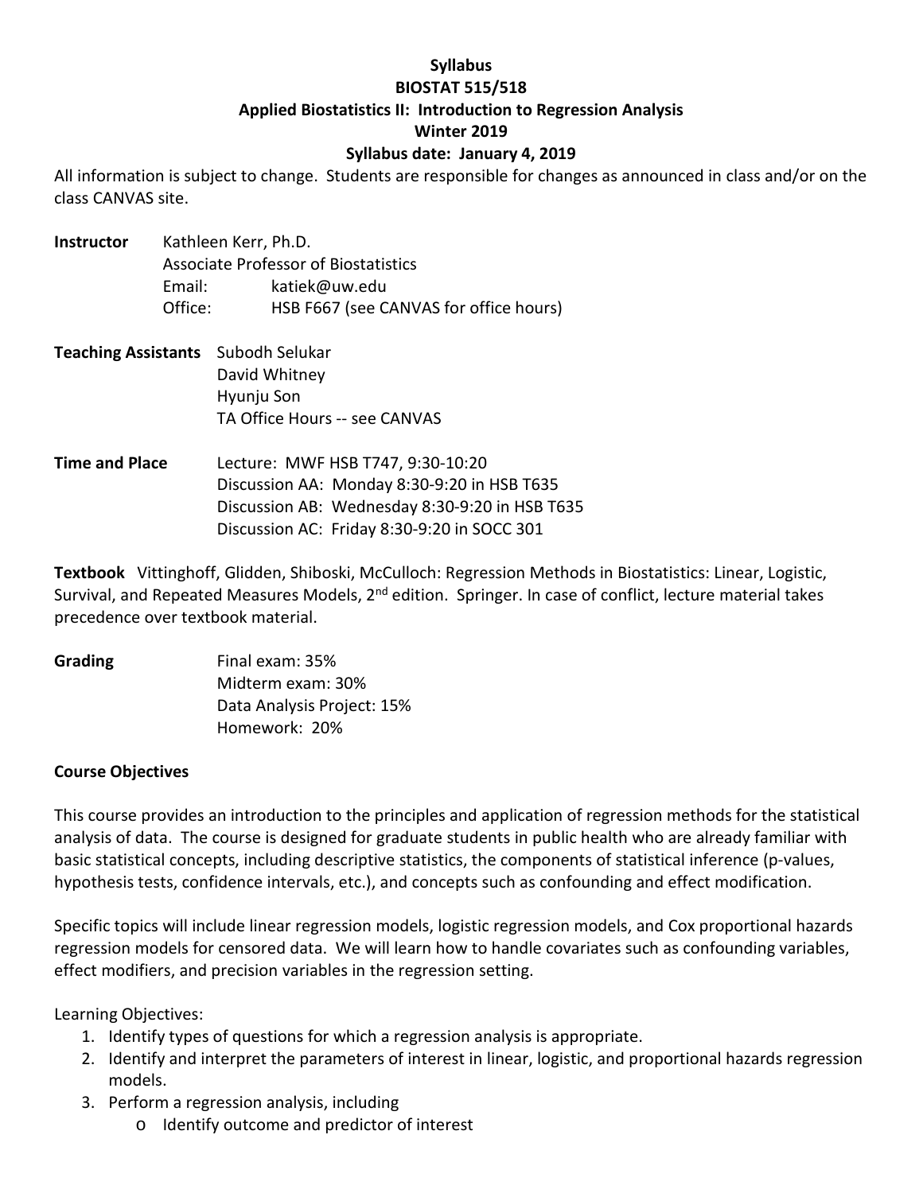# Syllabus
# BIOSTAT 515/518
## Applied Biostatistics II: Introduction to Regression Analysis
## Winter 2019
### Syllabus date: January 4, 2019

All information is subject to change. Students are responsible for changes as announced in class and/or on the class CANVAS site.

**Instructor** Kathleen Kerr, Ph.D.
Associate Professor of Biostatistics
Email: katiek@uw.edu
Office: HSB F667 (see CANVAS for office hours)

**Teaching Assistants** Subodh Selukar
David Whitney
Hyunju Son
TA Office Hours -- see CANVAS

**Time and Place** Lecture: MWF HSB T747, 9:30-10:20
Discussion AA: Monday 8:30-9:20 in HSB T635
Discussion AB: Wednesday 8:30-9:20 in HSB T635
Discussion AC: Friday 8:30-9:20 in SOCC 301

**Textbook** Vittinghoff, Glidden, Shiboski, McCulloch: Regression Methods in Biostatistics: Linear, Logistic, Survival, and Repeated Measures Models, 2nd edition. Springer. In case of conflict, lecture material takes precedence over textbook material.

**Grading** Final exam: 35%
Midterm exam: 30%
Data Analysis Project: 15%
Homework: 20%

**Course Objectives**

This course provides an introduction to the principles and application of regression methods for the statistical analysis of data. The course is designed for graduate students in public health who are already familiar with basic statistical concepts, including descriptive statistics, the components of statistical inference (p-values, hypothesis tests, confidence intervals, etc.), and concepts such as confounding and effect modification.

Specific topics will include linear regression models, logistic regression models, and Cox proportional hazards regression models for censored data. We will learn how to handle covariates such as confounding variables, effect modifiers, and precision variables in the regression setting.

Learning Objectives:

1. Identify types of questions for which a regression analysis is appropriate.
2. Identify and interpret the parameters of interest in linear, logistic, and proportional hazards regression models.
3. Perform a regression analysis, including
   - Identify outcome and predictor of interest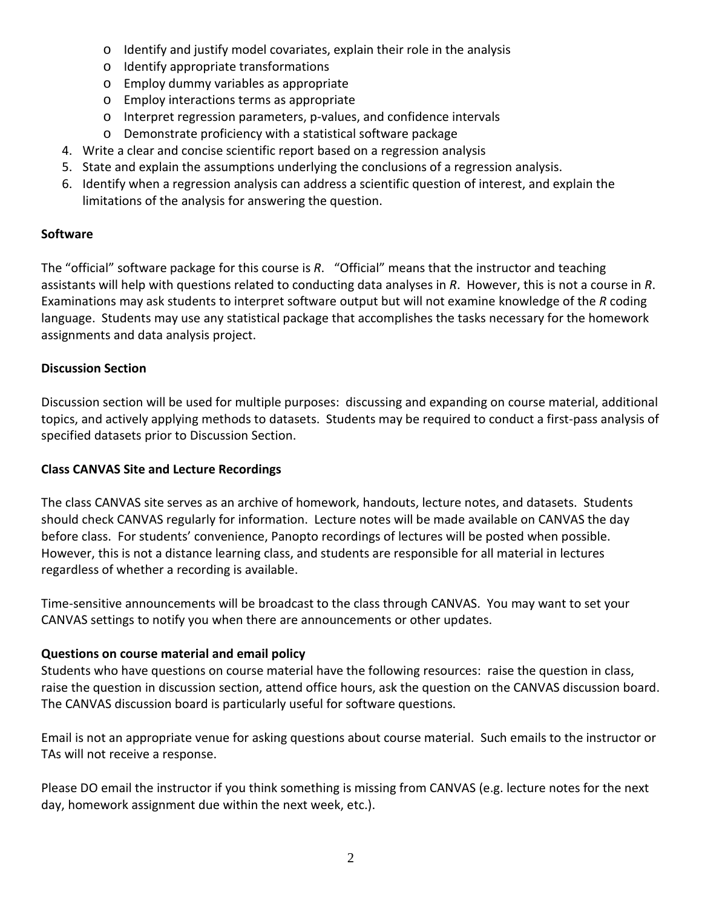- Identify and justify model covariates, explain their role in the analysis
   - Identify appropriate transformations
   - Employ dummy variables as appropriate
   - Employ interactions terms as appropriate
   - Interpret regression parameters, p-values, and confidence intervals
   - Demonstrate proficiency with a statistical software package
4. Write a clear and concise scientific report based on a regression analysis
5. State and explain the assumptions underlying the conclusions of a regression analysis.
6. Identify when a regression analysis can address a scientific question of interest, and explain the limitations of the analysis for answering the question.

**Software**

The “official” software package for this course is *R*. “Official” means that the instructor and teaching assistants will help with questions related to conducting data analyses in *R*. However, this is not a course in *R*. Examinations may ask students to interpret software output but will not examine knowledge of the *R* coding language. Students may use any statistical package that accomplishes the tasks necessary for the homework assignments and data analysis project.

**Discussion Section**

Discussion section will be used for multiple purposes: discussing and expanding on course material, additional topics, and actively applying methods to datasets. Students may be required to conduct a first-pass analysis of specified datasets prior to Discussion Section.

**Class CANVAS Site and Lecture Recordings**

The class CANVAS site serves as an archive of homework, handouts, lecture notes, and datasets. Students should check CANVAS regularly for information. Lecture notes will be made available on CANVAS the day before class. For students’ convenience, Panopto recordings of lectures will be posted when possible. However, this is not a distance learning class, and students are responsible for all material in lectures regardless of whether a recording is available.

Time-sensitive announcements will be broadcast to the class through CANVAS. You may want to set your CANVAS settings to notify you when there are announcements or other updates.

**Questions on course material and email policy**

Students who have questions on course material have the following resources: raise the question in class, raise the question in discussion section, attend office hours, ask the question on the CANVAS discussion board. The CANVAS discussion board is particularly useful for software questions.

Email is not an appropriate venue for asking questions about course material. Such emails to the instructor or TAs will not receive a response.

Please DO email the instructor if you think something is missing from CANVAS (e.g. lecture notes for the next day, homework assignment due within the next week, etc.).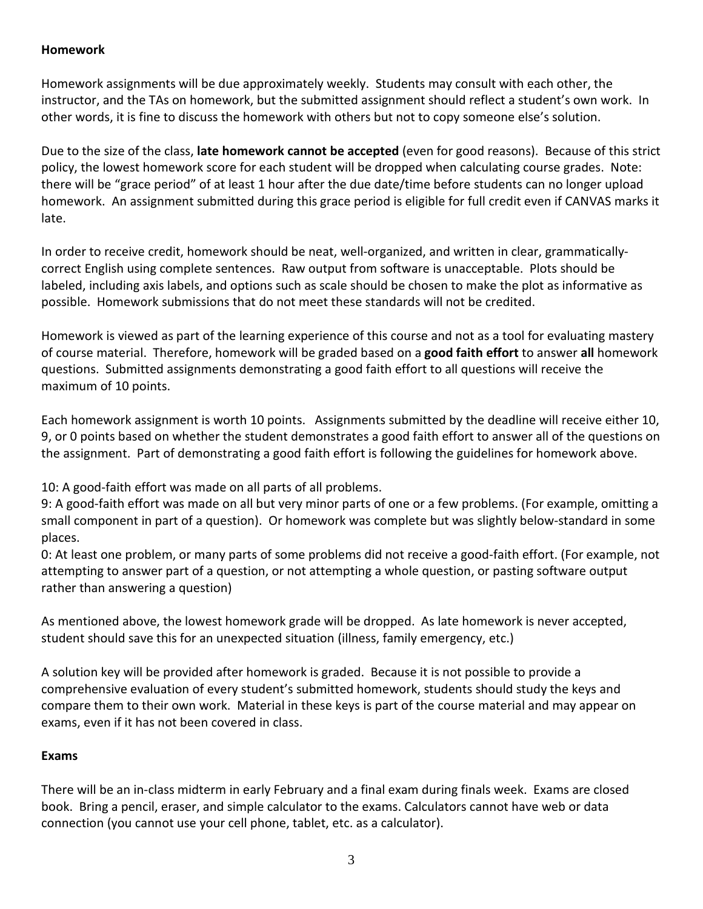**Homework**

Homework assignments will be due approximately weekly. Students may consult with each other, the instructor, and the TAs on homework, but the submitted assignment should reflect a student's own work. In other words, it is fine to discuss the homework with others but not to copy someone else's solution.

Due to the size of the class, **late homework cannot be accepted** (even for good reasons). Because of this strict policy, the lowest homework score for each student will be dropped when calculating course grades. Note: there will be "grace period" of at least 1 hour after the due date/time before students can no longer upload homework. An assignment submitted during this grace period is eligible for full credit even if CANVAS marks it late.

In order to receive credit, homework should be neat, well-organized, and written in clear, grammatically-correct English using complete sentences. Raw output from software is unacceptable. Plots should be labeled, including axis labels, and options such as scale should be chosen to make the plot as informative as possible. Homework submissions that do not meet these standards will not be credited.

Homework is viewed as part of the learning experience of this course and not as a tool for evaluating mastery of course material. Therefore, homework will be graded based on a **good faith effort** to answer **all** homework questions. Submitted assignments demonstrating a good faith effort to all questions will receive the maximum of 10 points.

Each homework assignment is worth 10 points. Assignments submitted by the deadline will receive either 10, 9, or 0 points based on whether the student demonstrates a good faith effort to answer all of the questions on the assignment. Part of demonstrating a good faith effort is following the guidelines for homework above.

10: A good-faith effort was made on all parts of all problems.
9: A good-faith effort was made on all but very minor parts of one or a few problems. (For example, omitting a small component in part of a question). Or homework was complete but was slightly below-standard in some places.
0: At least one problem, or many parts of some problems did not receive a good-faith effort. (For example, not attempting to answer part of a question, or not attempting a whole question, or pasting software output rather than answering a question)

As mentioned above, the lowest homework grade will be dropped. As late homework is never accepted, student should save this for an unexpected situation (illness, family emergency, etc.)

A solution key will be provided after homework is graded. Because it is not possible to provide a comprehensive evaluation of every student's submitted homework, students should study the keys and compare them to their own work. Material in these keys is part of the course material and may appear on exams, even if it has not been covered in class.

**Exams**

There will be an in-class midterm in early February and a final exam during finals week. Exams are closed book. Bring a pencil, eraser, and simple calculator to the exams. Calculators cannot have web or data connection (you cannot use your cell phone, tablet, etc. as a calculator).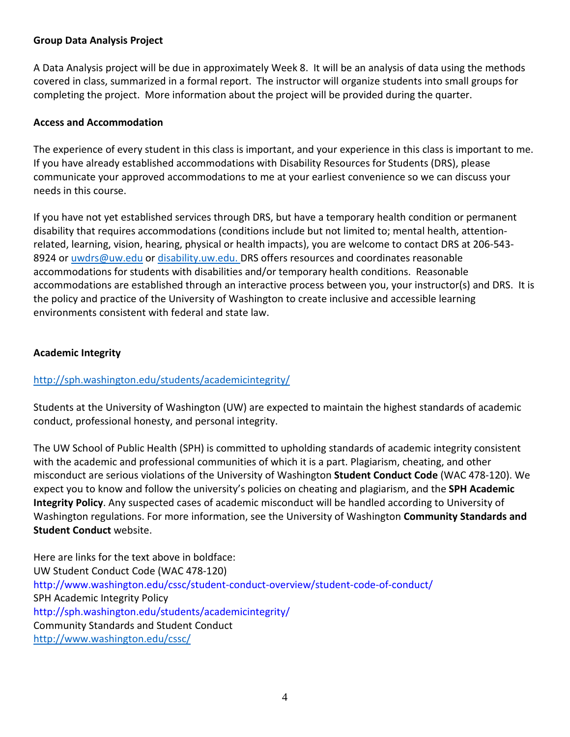**Group Data Analysis Project**

A Data Analysis project will be due in approximately Week 8. It will be an analysis of data using the methods covered in class, summarized in a formal report. The instructor will organize students into small groups for completing the project. More information about the project will be provided during the quarter.

**Access and Accommodation**

The experience of every student in this class is important, and your experience in this class is important to me. If you have already established accommodations with Disability Resources for Students (DRS), please communicate your approved accommodations to me at your earliest convenience so we can discuss your needs in this course.

If you have not yet established services through DRS, but have a temporary health condition or permanent disability that requires accommodations (conditions include but not limited to; mental health, attention-related, learning, vision, hearing, physical or health impacts), you are welcome to contact DRS at 206-543-8924 or uwdrs@uw.edu or disability.uw.edu. DRS offers resources and coordinates reasonable accommodations for students with disabilities and/or temporary health conditions. Reasonable accommodations are established through an interactive process between you, your instructor(s) and DRS. It is the policy and practice of the University of Washington to create inclusive and accessible learning environments consistent with federal and state law.

**Academic Integrity**

http://sph.washington.edu/students/academicintegrity/

Students at the University of Washington (UW) are expected to maintain the highest standards of academic conduct, professional honesty, and personal integrity.

The UW School of Public Health (SPH) is committed to upholding standards of academic integrity consistent with the academic and professional communities of which it is a part. Plagiarism, cheating, and other misconduct are serious violations of the University of Washington **Student Conduct Code** (WAC 478-120). We expect you to know and follow the university's policies on cheating and plagiarism, and the **SPH Academic Integrity Policy**. Any suspected cases of academic misconduct will be handled according to University of Washington regulations. For more information, see the University of Washington **Community Standards and Student Conduct** website.

Here are links for the text above in boldface:
UW Student Conduct Code (WAC 478-120)
http://www.washington.edu/cssc/student-conduct-overview/student-code-of-conduct/
SPH Academic Integrity Policy
http://sph.washington.edu/students/academicintegrity/
Community Standards and Student Conduct
http://www.washington.edu/cssc/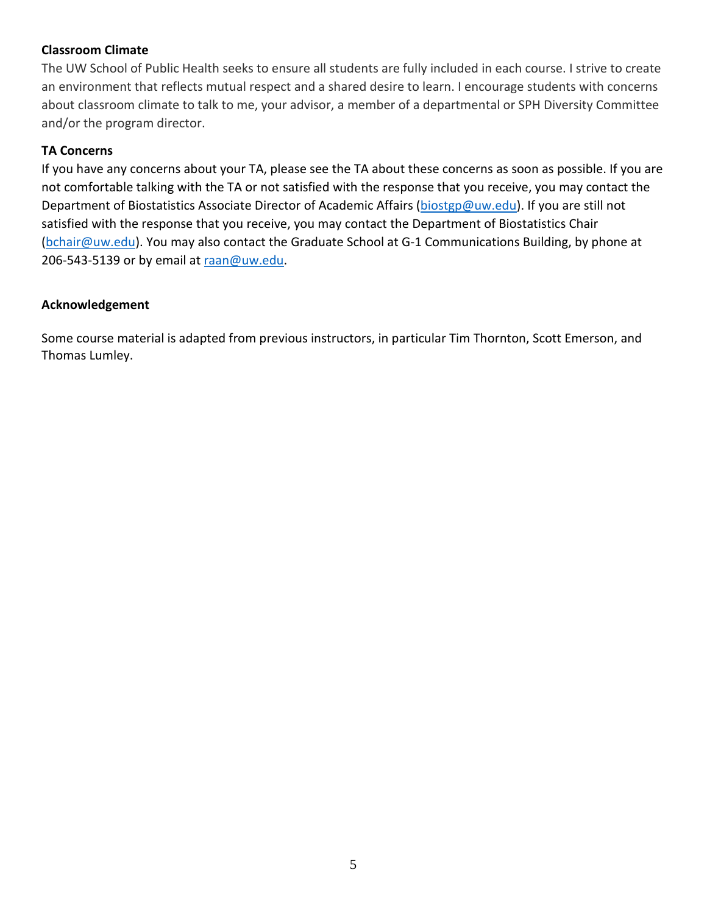**Classroom Climate**

The UW School of Public Health seeks to ensure all students are fully included in each course. I strive to create an environment that reflects mutual respect and a shared desire to learn. I encourage students with concerns about classroom climate to talk to me, your advisor, a member of a departmental or SPH Diversity Committee and/or the program director.

**TA Concerns**

If you have any concerns about your TA, please see the TA about these concerns as soon as possible. If you are not comfortable talking with the TA or not satisfied with the response that you receive, you may contact the Department of Biostatistics Associate Director of Academic Affairs (biostgp@uw.edu). If you are still not satisfied with the response that you receive, you may contact the Department of Biostatistics Chair (bchair@uw.edu). You may also contact the Graduate School at G-1 Communications Building, by phone at 206-543-5139 or by email at raan@uw.edu.

**Acknowledgement**

Some course material is adapted from previous instructors, in particular Tim Thornton, Scott Emerson, and Thomas Lumley.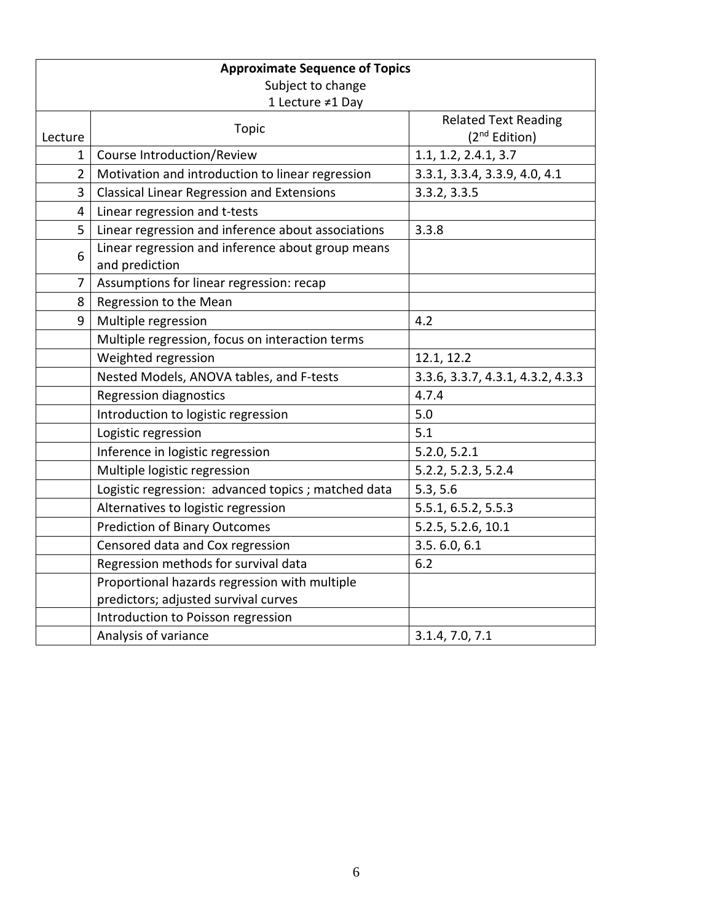| **Approximate Sequence of Topics**<br>Subject to change<br>1 Lecture ≠1 Day | | |
|---|---|---|
| Lecture | Topic | Related Text Reading (2nd Edition) |
| 1 | Course Introduction/Review | 1.1, 1.2, 2.4.1, 3.7 |
| 2 | Motivation and introduction to linear regression | 3.3.1, 3.3.4, 3.3.9, 4.0, 4.1 |
| 3 | Classical Linear Regression and Extensions | 3.3.2, 3.3.5 |
| 4 | Linear regression and t-tests | |
| 5 | Linear regression and inference about associations | 3.3.8 |
| 6 | Linear regression and inference about group means and prediction | |
| 7 | Assumptions for linear regression: recap | |
| 8 | Regression to the Mean | |
| 9 | Multiple regression | 4.2 |
| | Multiple regression, focus on interaction terms | |
| | Weighted regression | 12.1, 12.2 |
| | Nested Models, ANOVA tables, and F-tests | 3.3.6, 3.3.7, 4.3.1, 4.3.2, 4.3.3 |
| | Regression diagnostics | 4.7.4 |
| | Introduction to logistic regression | 5.0 |
| | Logistic regression | 5.1 |
| | Inference in logistic regression | 5.2.0, 5.2.1 |
| | Multiple logistic regression | 5.2.2, 5.2.3, 5.2.4 |
| | Logistic regression: advanced topics ; matched data | 5.3, 5.6 |
| | Alternatives to logistic regression | 5.5.1, 6.5.2, 5.5.3 |
| | Prediction of Binary Outcomes | 5.2.5, 5.2.6, 10.1 |
| | Censored data and Cox regression | 3.5. 6.0, 6.1 |
| | Regression methods for survival data | 6.2 |
| | Proportional hazards regression with multiple predictors; adjusted survival curves | |
| | Introduction to Poisson regression | |
| | Analysis of variance | 3.1.4, 7.0, 7.1 |